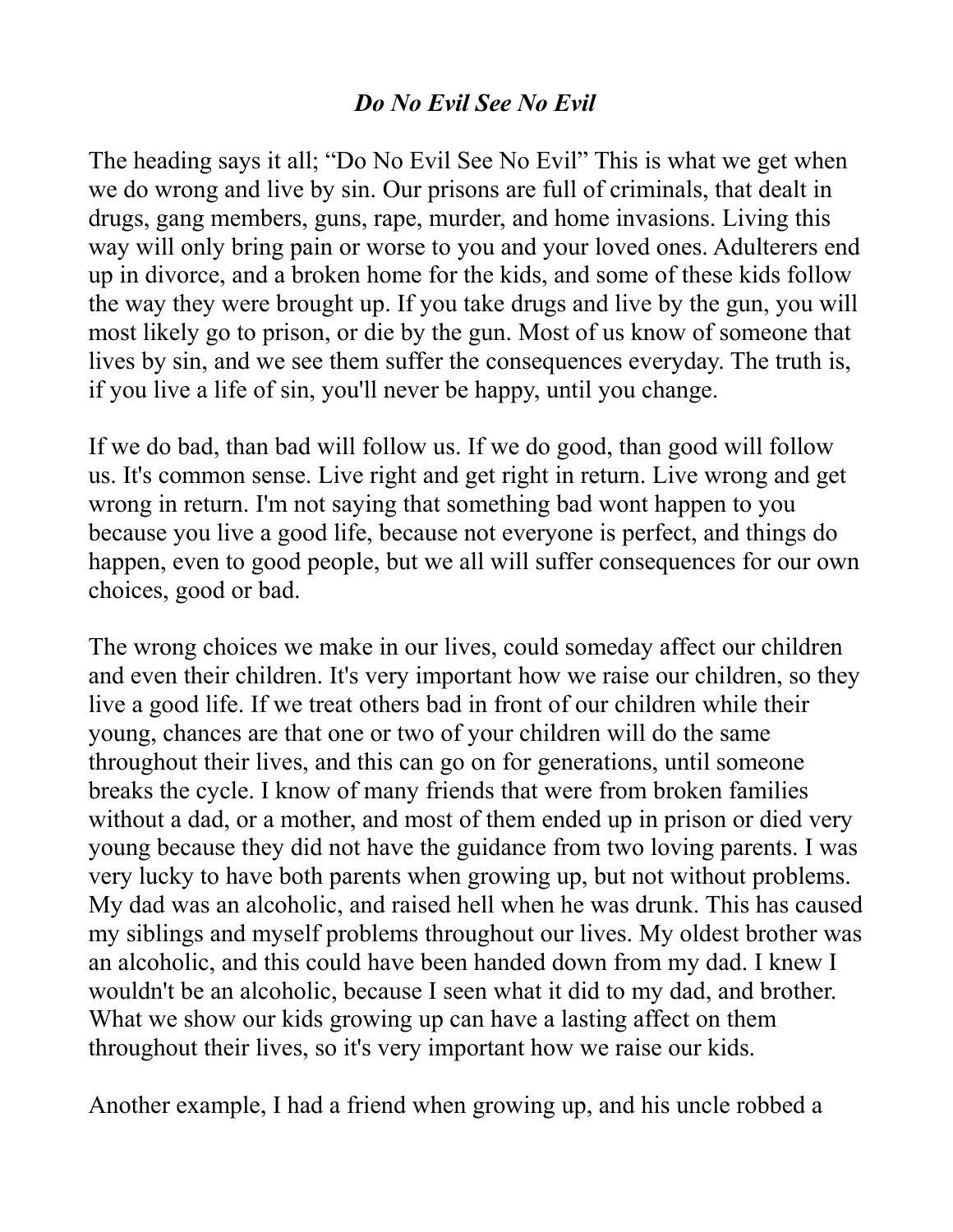### *Do No Evil See No Evil*

The heading says it all; "Do No Evil See No Evil" This is what we get when we do wrong and live by sin. Our prisons are full of criminals, that dealt in drugs, gang members, guns, rape, murder, and home invasions. Living this way will only bring pain or worse to you and your loved ones. Adulterers end up in divorce, and a broken home for the kids, and some of these kids follow the way they were brought up. If you take drugs and live by the gun, you will most likely go to prison, or die by the gun. Most of us know of someone that lives by sin, and we see them suffer the consequences everyday. The truth is, if you live a life of sin, you'll never be happy, until you change.

If we do bad, than bad will follow us. If we do good, than good will follow us. It's common sense. Live right and get right in return. Live wrong and get wrong in return. I'm not saying that something bad wont happen to you because you live a good life, because not everyone is perfect, and things do happen, even to good people, but we all will suffer consequences for our own choices, good or bad.

The wrong choices we make in our lives, could someday affect our children and even their children. It's very important how we raise our children, so they live a good life. If we treat others bad in front of our children while their young, chances are that one or two of your children will do the same throughout their lives, and this can go on for generations, until someone breaks the cycle. I know of many friends that were from broken families without a dad, or a mother, and most of them ended up in prison or died very young because they did not have the guidance from two loving parents. I was very lucky to have both parents when growing up, but not without problems. My dad was an alcoholic, and raised hell when he was drunk. This has caused my siblings and myself problems throughout our lives. My oldest brother was an alcoholic, and this could have been handed down from my dad. I knew I wouldn't be an alcoholic, because I seen what it did to my dad, and brother. What we show our kids growing up can have a lasting affect on them throughout their lives, so it's very important how we raise our kids.

Another example, I had a friend when growing up, and his uncle robbed a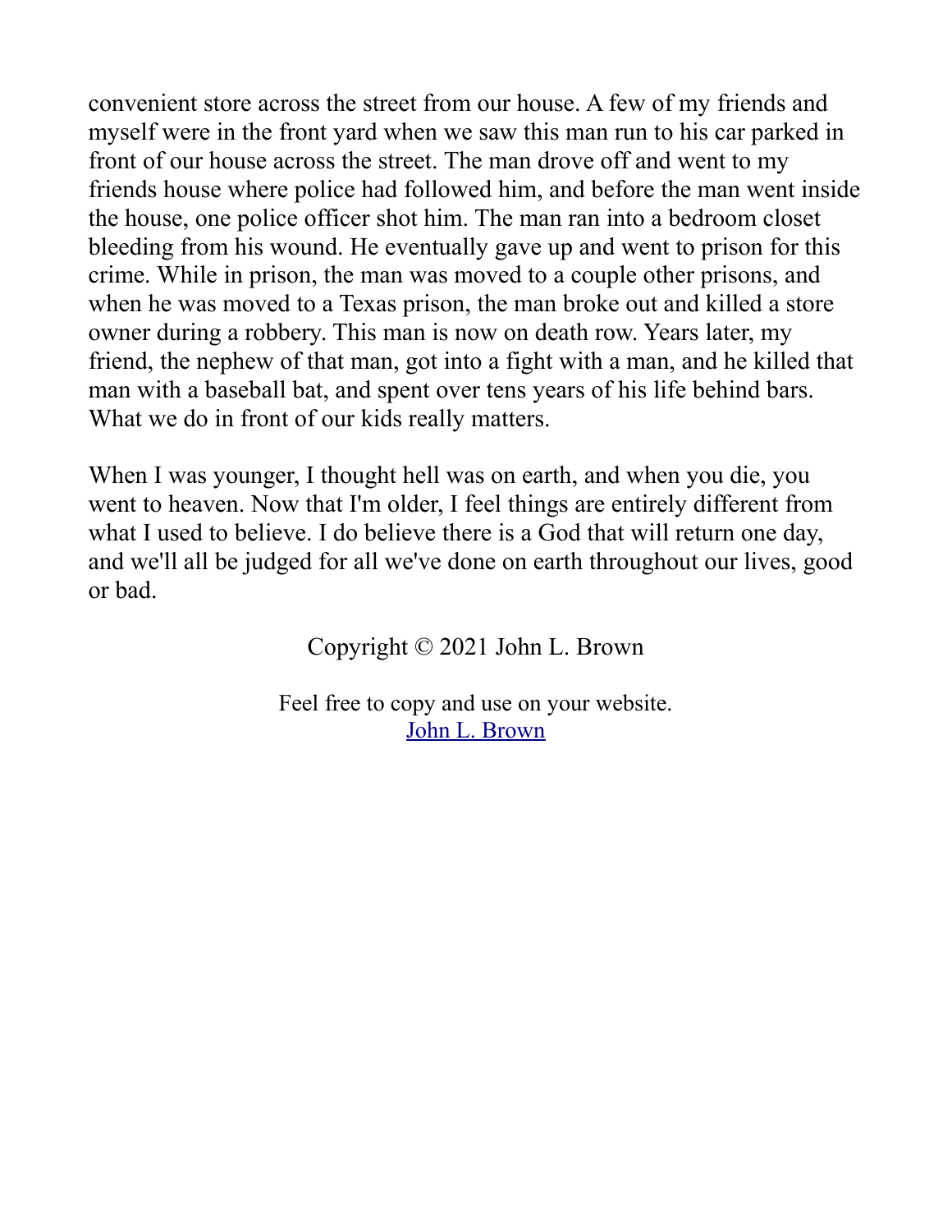convenient store across the street from our house. A few of my friends and myself were in the front yard when we saw this man run to his car parked in front of our house across the street. The man drove off and went to my friends house where police had followed him, and before the man went inside the house, one police officer shot him. The man ran into a bedroom closet bleeding from his wound. He eventually gave up and went to prison for this crime. While in prison, the man was moved to a couple other prisons, and when he was moved to a Texas prison, the man broke out and killed a store owner during a robbery. This man is now on death row. Years later, my friend, the nephew of that man, got into a fight with a man, and he killed that man with a baseball bat, and spent over tens years of his life behind bars. What we do in front of our kids really matters.

When I was younger, I thought hell was on earth, and when you die, you went to heaven. Now that I'm older, I feel things are entirely different from what I used to believe. I do believe there is a God that will return one day, and we'll all be judged for all we've done on earth throughout our lives, good or bad.

Copyright © 2021 John L. Brown

Feel free to copy and use on your website.
John L. Brown